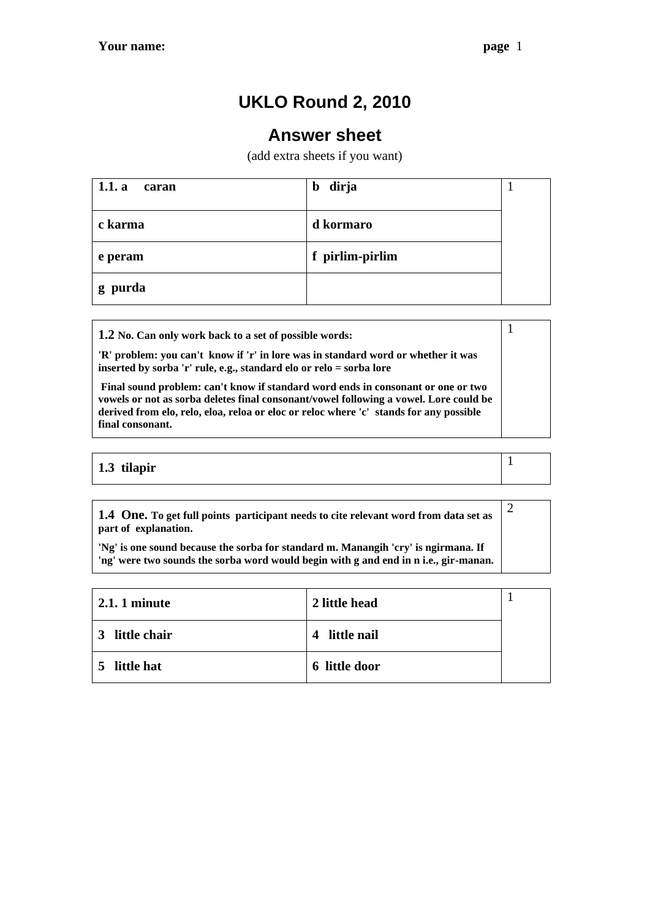**Your name:**

# UKLO Round 2, 2010

## Answer sheet

(add extra sheets if you want)

| | | |
|---|---|---|
| **1.1. a caran** | **b dirja** | 1 |
| **c karma** | **d kormaro** | |
| **e peram** | **f pirlim-pirlim** | |
| **g purda** | | |

| | |
|---|---|
| **1.2 No. Can only work back to a set of possible words:**<br><br>**'R' problem: you can't know if 'r' in lore was in standard word or whether it was inserted by sorba 'r' rule, e.g., standard elo or relo = sorba lore**<br><br>**Final sound problem: can't know if standard word ends in consonant or one or two vowels or not as sorba deletes final consonant/vowel following a vowel. Lore could be derived from elo, relo, eloa, reloa or eloc or reloc where 'c' stands for any possible final consonant.** | 1 |

| | |
|---|---|
| **1.3 tilapir** | 1 |

| | |
|---|---|
| **1.4 One. To get full points participant needs to cite relevant word from data set as part of explanation.**<br><br>**'Ng' is one sound because the sorba for standard m. Manangih 'cry' is ngirmana. If 'ng' were two sounds the sorba word would begin with g and end in n i.e., gir-manan.** | 2 |

| | | |
|---|---|---|
| **2.1. 1 minute** | **2 little head** | 1 |
| **3 little chair** | **4 little nail** | |
| **5 little hat** | **6 little door** | |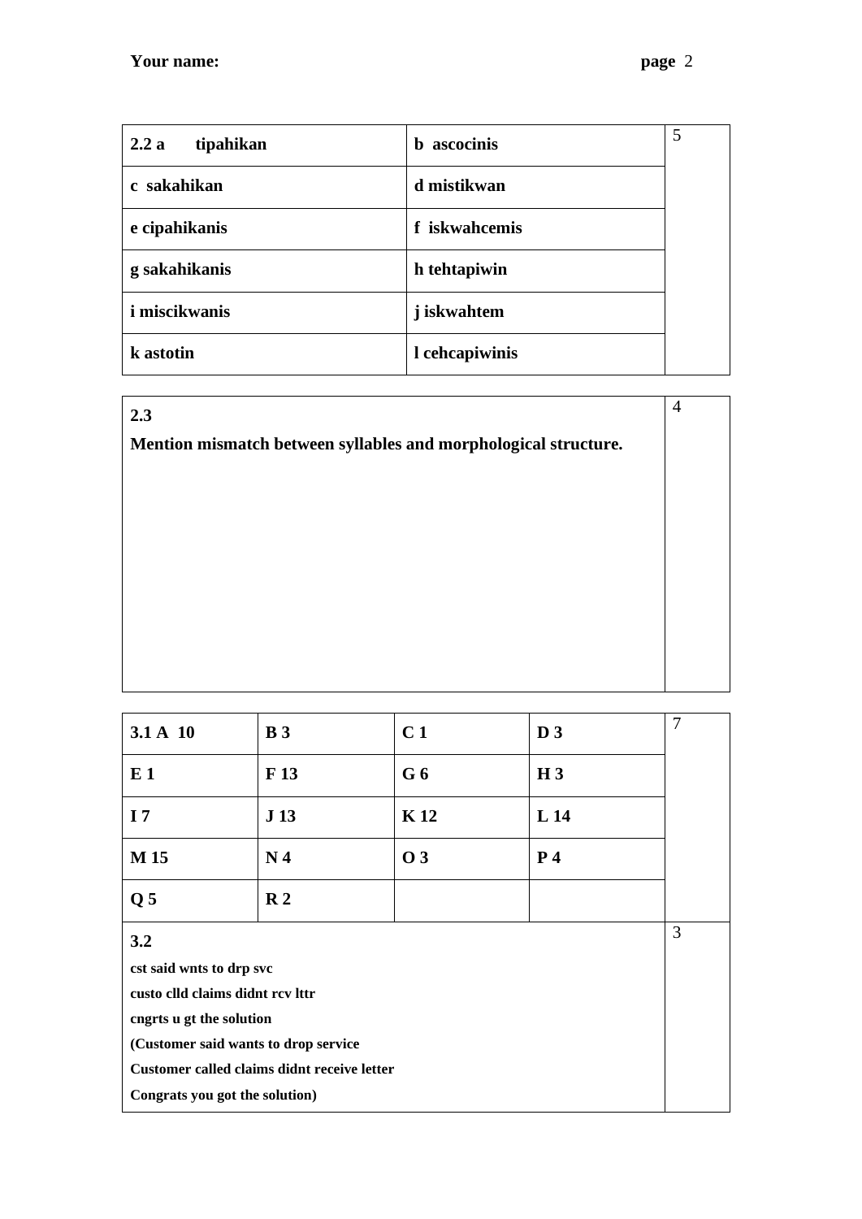**Your name:**

| | | |
|---|---|---|
| **2.2 a tipahikan** | **b ascocinis** | 5 |
| **c sakahikan** | **d mistikwan** | |
| **e cipahikanis** | **f iskwahcemis** | |
| **g sakahikanis** | **h tehtapiwin** | |
| **i miscikwanis** | **j iskwahtem** | |
| **k astotin** | **l cehcapiwinis** | |

| | |
|---|---|
| **2.3**<br>**Mention mismatch between syllables and morphological structure.** | 4 |

| | | | | |
|---|---|---|---|---|
| **3.1 A 10** | **B 3** | **C 1** | **D 3** | 7 |
| **E 1** | **F 13** | **G 6** | **H 3** | |
| **I 7** | **J 13** | **K 12** | **L 14** | |
| **M 15** | **N 4** | **O 3** | **P 4** | |
| **Q 5** | **R 2** | | | |

| | |
|---|---|
| **3.2**<br>**cst said wnts to drp svc**<br>**custo clld claims didnt rcv lttr**<br>**cngrts u gt the solution**<br>**(Customer said wants to drop service**<br>**Customer called claims didnt receive letter**<br>**Congrats you got the solution)** | 3 |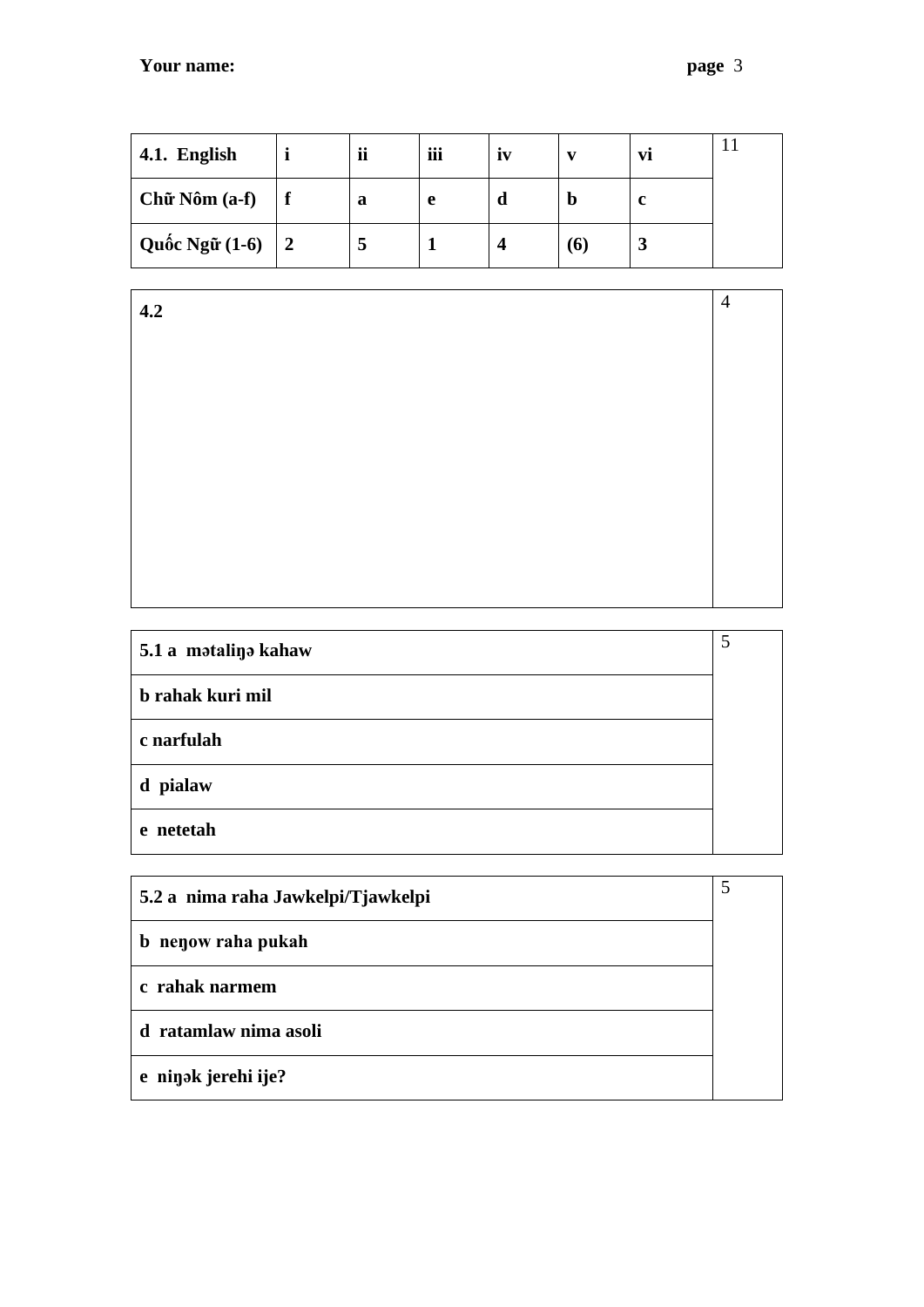**Your name:**

| 4.1. English | i | ii | iii | iv | v | vi | 11 |
|---|---|---|---|---|---|---|---|
| Chữ Nôm (a-f) | f | a | e | d | b | c | |
| Quốc Ngữ (1-6) | 2 | 5 | 1 | 4 | (6) | 3 | |

| 4.2 | 4 |
|---|---|
| | |

| 5.1 a mətaliŋə kahaw | 5 |
|---|---|
| b rahak kuri mil | |
| c narfulah | |
| d pialaw | |
| e netetah | |

| 5.2 a nima raha Jawkelpi/Tjawkelpi | 5 |
|---|---|
| b neŋow raha pukah | |
| c rahak narmem | |
| d ratamlaw nima asoli | |
| e niŋək jerehi ije? | |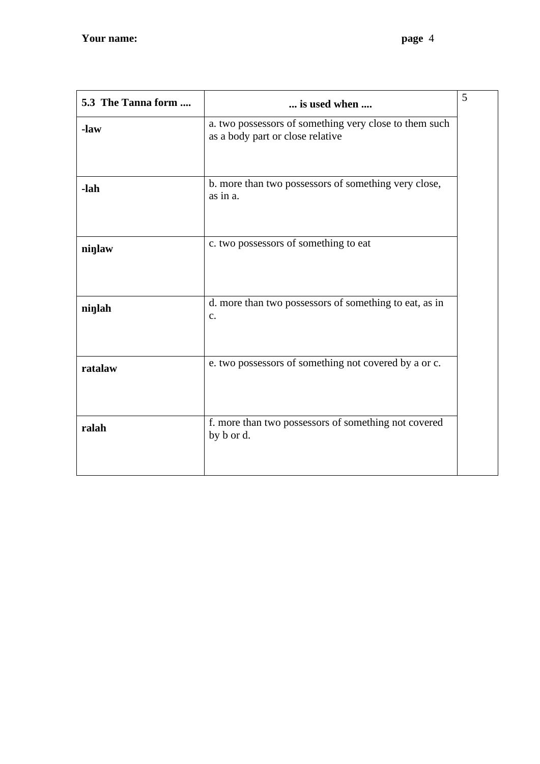| 5.3 The Tanna form .... | ... is used when .... | 5 |
|---|---|---|
| **-law** | a. two possessors of something very close to them such as a body part or close relative | |
| **-lah** | b. more than two possessors of something very close, as in a. | |
| **niŋlaw** | c. two possessors of something to eat | |
| **niŋlah** | d. more than two possessors of something to eat, as in c. | |
| **ratalaw** | e. two possessors of something not covered by a or c. | |
| **ralah** | f. more than two possessors of something not covered by b or d. | |